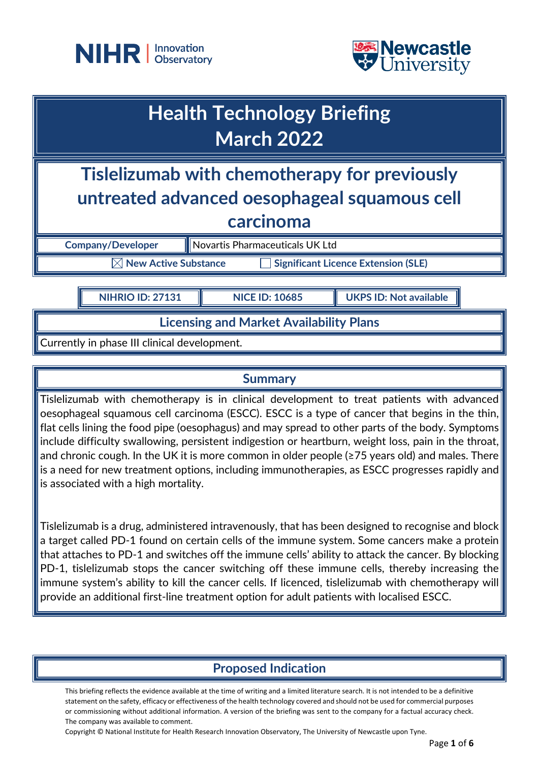# Health Technology Briefing
# March 2022

## Tislelizumab with chemotherapy for previously untreated advanced oesophageal squamous cell carcinoma

| Company/Developer | Novartis Pharmaceuticals UK Ltd |
|---|---|

☒ New Active Substance ☐ Significant Licence Extension (SLE)

| NIHRIO ID: 27131 | NICE ID: 10685 | UKPS ID: Not available |
|---|---|---|

## Licensing and Market Availability Plans

Currently in phase III clinical development.

## Summary

Tislelizumab with chemotherapy is in clinical development to treat patients with advanced oesophageal squamous cell carcinoma (ESCC). ESCC is a type of cancer that begins in the thin, flat cells lining the food pipe (oesophagus) and may spread to other parts of the body. Symptoms include difficulty swallowing, persistent indigestion or heartburn, weight loss, pain in the throat, and chronic cough. In the UK it is more common in older people (≥75 years old) and males. There is a need for new treatment options, including immunotherapies, as ESCC progresses rapidly and is associated with a high mortality.

Tislelizumab is a drug, administered intravenously, that has been designed to recognise and block a target called PD-1 found on certain cells of the immune system. Some cancers make a protein that attaches to PD-1 and switches off the immune cells' ability to attack the cancer. By blocking PD-1, tislelizumab stops the cancer switching off these immune cells, thereby increasing the immune system's ability to kill the cancer cells. If licenced, tislelizumab with chemotherapy will provide an additional first-line treatment option for adult patients with localised ESCC.

## Proposed Indication

This briefing reflects the evidence available at the time of writing and a limited literature search. It is not intended to be a definitive statement on the safety, efficacy or effectiveness of the health technology covered and should not be used for commercial purposes or commissioning without additional information. A version of the briefing was sent to the company for a factual accuracy check. The company was available to comment.

Copyright © National Institute for Health Research Innovation Observatory, The University of Newcastle upon Tyne.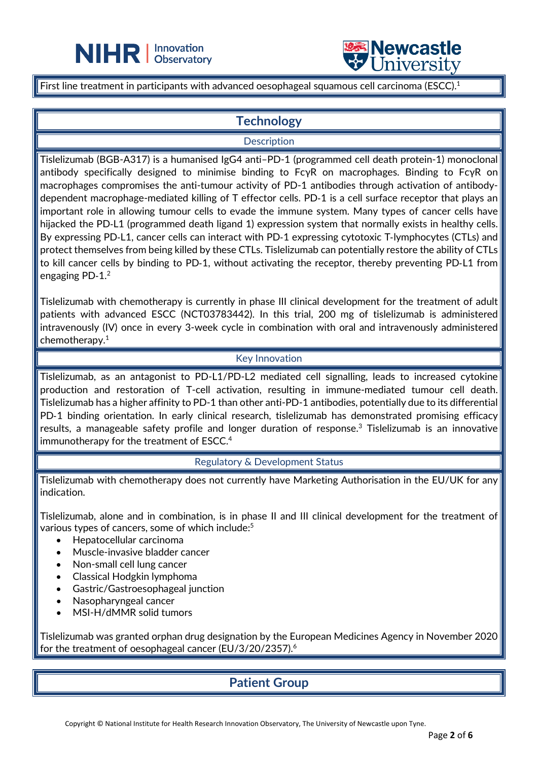First line treatment in participants with advanced oesophageal squamous cell carcinoma (ESCC).[1]

## Technology

### Description

Tislelizumab (BGB-A317) is a humanised IgG4 anti–PD-1 (programmed cell death protein-1) monoclonal antibody specifically designed to minimise binding to FcγR on macrophages. Binding to FcγR on macrophages compromises the anti-tumour activity of PD-1 antibodies through activation of antibody-dependent macrophage-mediated killing of T effector cells. PD-1 is a cell surface receptor that plays an important role in allowing tumour cells to evade the immune system. Many types of cancer cells have hijacked the PD-L1 (programmed death ligand 1) expression system that normally exists in healthy cells. By expressing PD-L1, cancer cells can interact with PD-1 expressing cytotoxic T-lymphocytes (CTLs) and protect themselves from being killed by these CTLs. Tislelizumab can potentially restore the ability of CTLs to kill cancer cells by binding to PD-1, without activating the receptor, thereby preventing PD-L1 from engaging PD-1.[2]

Tislelizumab with chemotherapy is currently in phase III clinical development for the treatment of adult patients with advanced ESCC (NCT03783442). In this trial, 200 mg of tislelizumab is administered intravenously (IV) once in every 3-week cycle in combination with oral and intravenously administered chemotherapy.[1]

### Key Innovation

Tislelizumab, as an antagonist to PD-L1/PD-L2 mediated cell signalling, leads to increased cytokine production and restoration of T-cell activation, resulting in immune-mediated tumour cell death. Tislelizumab has a higher affinity to PD-1 than other anti-PD-1 antibodies, potentially due to its differential PD-1 binding orientation. In early clinical research, tislelizumab has demonstrated promising efficacy results, a manageable safety profile and longer duration of response.[3] Tislelizumab is an innovative immunotherapy for the treatment of ESCC.[4]

### Regulatory & Development Status

Tislelizumab with chemotherapy does not currently have Marketing Authorisation in the EU/UK for any indication.

Tislelizumab, alone and in combination, is in phase II and III clinical development for the treatment of various types of cancers, some of which include:[5]

- Hepatocellular carcinoma
- Muscle-invasive bladder cancer
- Non-small cell lung cancer
- Classical Hodgkin lymphoma
- Gastric/Gastroesophageal junction
- Nasopharyngeal cancer
- MSI-H/dMMR solid tumors

Tislelizumab was granted orphan drug designation by the European Medicines Agency in November 2020 for the treatment of oesophageal cancer (EU/3/20/2357).[6]

## Patient Group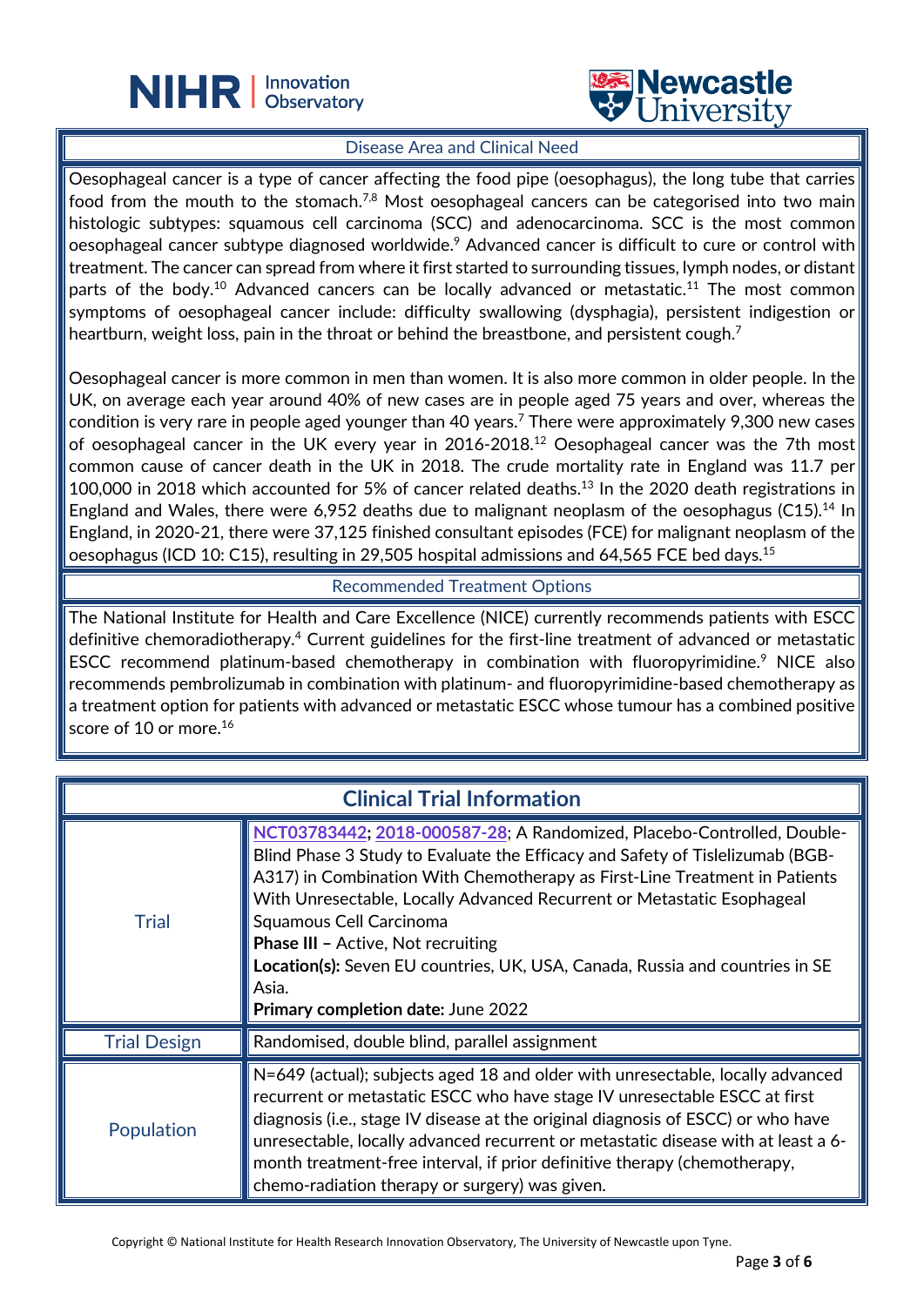## Disease Area and Clinical Need

Oesophageal cancer is a type of cancer affecting the food pipe (oesophagus), the long tube that carries food from the mouth to the stomach.[7,8] Most oesophageal cancers can be categorised into two main histologic subtypes: squamous cell carcinoma (SCC) and adenocarcinoma. SCC is the most common oesophageal cancer subtype diagnosed worldwide.[9] Advanced cancer is difficult to cure or control with treatment. The cancer can spread from where it first started to surrounding tissues, lymph nodes, or distant parts of the body.[10] Advanced cancers can be locally advanced or metastatic.[11] The most common symptoms of oesophageal cancer include: difficulty swallowing (dysphagia), persistent indigestion or heartburn, weight loss, pain in the throat or behind the breastbone, and persistent cough.[7]

Oesophageal cancer is more common in men than women. It is also more common in older people. In the UK, on average each year around 40% of new cases are in people aged 75 years and over, whereas the condition is very rare in people aged younger than 40 years.[7] There were approximately 9,300 new cases of oesophageal cancer in the UK every year in 2016-2018.[12] Oesophageal cancer was the 7th most common cause of cancer death in the UK in 2018. The crude mortality rate in England was 11.7 per 100,000 in 2018 which accounted for 5% of cancer related deaths.[13] In the 2020 death registrations in England and Wales, there were 6,952 deaths due to malignant neoplasm of the oesophagus (C15).[14] In England, in 2020-21, there were 37,125 finished consultant episodes (FCE) for malignant neoplasm of the oesophagus (ICD 10: C15), resulting in 29,505 hospital admissions and 64,565 FCE bed days.[15]

## Recommended Treatment Options

The National Institute for Health and Care Excellence (NICE) currently recommends patients with ESCC definitive chemoradiotherapy.[4] Current guidelines for the first-line treatment of advanced or metastatic ESCC recommend platinum-based chemotherapy in combination with fluoropyrimidine.[9] NICE also recommends pembrolizumab in combination with platinum- and fluoropyrimidine-based chemotherapy as a treatment option for patients with advanced or metastatic ESCC whose tumour has a combined positive score of 10 or more.[16]

## Clinical Trial Information

| | |
|---|---|
| Trial | NCT03783442; 2018-000587-28; A Randomized, Placebo-Controlled, Double-Blind Phase 3 Study to Evaluate the Efficacy and Safety of Tislelizumab (BGB-A317) in Combination With Chemotherapy as First-Line Treatment in Patients With Unresectable, Locally Advanced Recurrent or Metastatic Esophageal Squamous Cell Carcinoma<br>**Phase III** – Active, Not recruiting<br>**Location(s):** Seven EU countries, UK, USA, Canada, Russia and countries in SE Asia.<br>**Primary completion date:** June 2022 |
| Trial Design | Randomised, double blind, parallel assignment |
| Population | N=649 (actual); subjects aged 18 and older with unresectable, locally advanced recurrent or metastatic ESCC who have stage IV unresectable ESCC at first diagnosis (i.e., stage IV disease at the original diagnosis of ESCC) or who have unresectable, locally advanced recurrent or metastatic disease with at least a 6-month treatment-free interval, if prior definitive therapy (chemotherapy, chemo-radiation therapy or surgery) was given. |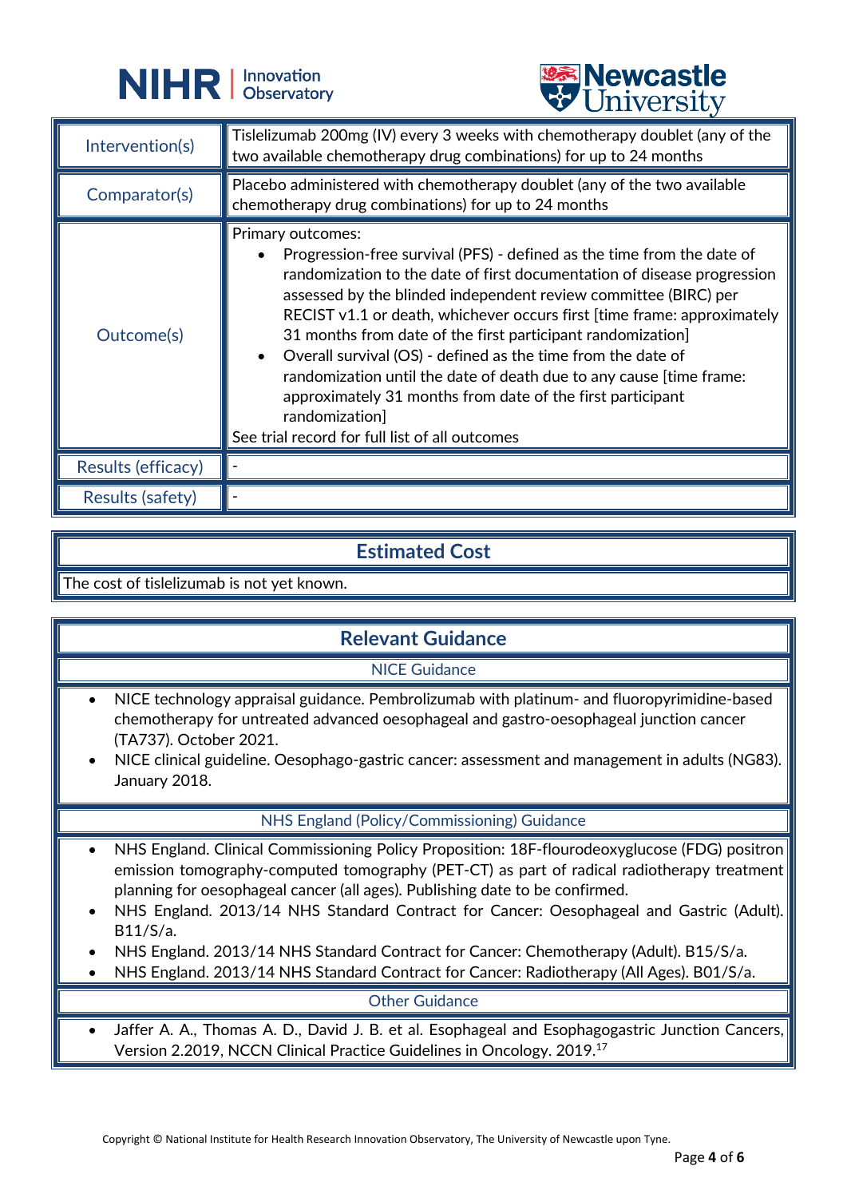| | |
|---|---|
| Intervention(s) | Tislelizumab 200mg (IV) every 3 weeks with chemotherapy doublet (any of the two available chemotherapy drug combinations) for up to 24 months |
| Comparator(s) | Placebo administered with chemotherapy doublet (any of the two available chemotherapy drug combinations) for up to 24 months |
| Outcome(s) | Primary outcomes:<br>• Progression-free survival (PFS) - defined as the time from the date of randomization to the date of first documentation of disease progression assessed by the blinded independent review committee (BIRC) per RECIST v1.1 or death, whichever occurs first [time frame: approximately 31 months from date of the first participant randomization]<br>• Overall survival (OS) - defined as the time from the date of randomization until the date of death due to any cause [time frame: approximately 31 months from date of the first participant randomization]<br>See trial record for full list of all outcomes |
| Results (efficacy) | - |
| Results (safety) | - |

## Estimated Cost

The cost of tislelizumab is not yet known.

## Relevant Guidance

### NICE Guidance

- NICE technology appraisal guidance. Pembrolizumab with platinum- and fluoropyrimidine-based chemotherapy for untreated advanced oesophageal and gastro-oesophageal junction cancer (TA737). October 2021.
- NICE clinical guideline. Oesophago-gastric cancer: assessment and management in adults (NG83). January 2018.

### NHS England (Policy/Commissioning) Guidance

- NHS England. Clinical Commissioning Policy Proposition: 18F-flourodeoxyglucose (FDG) positron emission tomography-computed tomography (PET-CT) as part of radical radiotherapy treatment planning for oesophageal cancer (all ages). Publishing date to be confirmed.
- NHS England. 2013/14 NHS Standard Contract for Cancer: Oesophageal and Gastric (Adult). B11/S/a.
- NHS England. 2013/14 NHS Standard Contract for Cancer: Chemotherapy (Adult). B15/S/a.
- NHS England. 2013/14 NHS Standard Contract for Cancer: Radiotherapy (All Ages). B01/S/a.

### Other Guidance

- Jaffer A. A., Thomas A. D., David J. B. et al. Esophageal and Esophagogastric Junction Cancers, Version 2.2019, NCCN Clinical Practice Guidelines in Oncology. 2019.[17]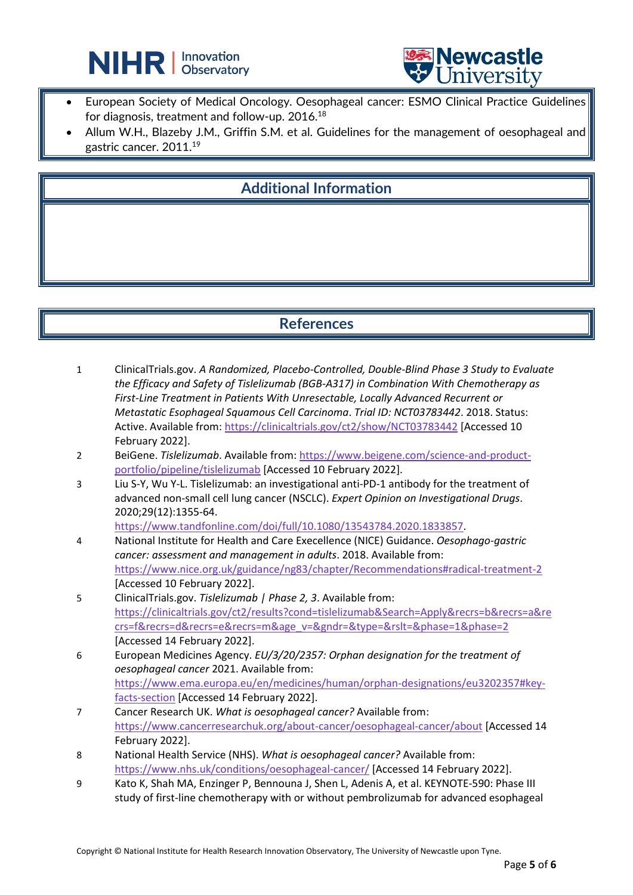- European Society of Medical Oncology. Oesophageal cancer: ESMO Clinical Practice Guidelines for diagnosis, treatment and follow-up. 2016.[18]
- Allum W.H., Blazeby J.M., Griffin S.M. et al. Guidelines for the management of oesophageal and gastric cancer. 2011.[19]

## Additional Information

## References

1. ClinicalTrials.gov. *A Randomized, Placebo-Controlled, Double-Blind Phase 3 Study to Evaluate the Efficacy and Safety of Tislelizumab (BGB-A317) in Combination With Chemotherapy as First-Line Treatment in Patients With Unresectable, Locally Advanced Recurrent or Metastatic Esophageal Squamous Cell Carcinoma*. *Trial ID: NCT03783442*. 2018. Status: Active. Available from: https://clinicaltrials.gov/ct2/show/NCT03783442 [Accessed 10 February 2022].
2. BeiGene. *Tislelizumab*. Available from: https://www.beigene.com/science-and-product-portfolio/pipeline/tislelizumab [Accessed 10 February 2022].
3. Liu S-Y, Wu Y-L. Tislelizumab: an investigational anti-PD-1 antibody for the treatment of advanced non-small cell lung cancer (NSCLC). *Expert Opinion on Investigational Drugs*. 2020;29(12):1355-64. https://www.tandfonline.com/doi/full/10.1080/13543784.2020.1833857.
4. National Institute for Health and Care Execellence (NICE) Guidance. *Oesophago-gastric cancer: assessment and management in adults*. 2018. Available from: https://www.nice.org.uk/guidance/ng83/chapter/Recommendations#radical-treatment-2 [Accessed 10 February 2022].
5. ClinicalTrials.gov. *Tislelizumab | Phase 2, 3*. Available from: https://clinicaltrials.gov/ct2/results?cond=tislelizumab&Search=Apply&recrs=b&recrs=a&recrs=f&recrs=d&recrs=e&recrs=m&age_v=&gndr=&type=&rslt=&phase=1&phase=2 [Accessed 14 February 2022].
6. European Medicines Agency. *EU/3/20/2357: Orphan designation for the treatment of oesophageal cancer* 2021. Available from: https://www.ema.europa.eu/en/medicines/human/orphan-designations/eu3202357#key-facts-section [Accessed 14 February 2022].
7. Cancer Research UK. *What is oesophageal cancer?* Available from: https://www.cancerresearchuk.org/about-cancer/oesophageal-cancer/about [Accessed 14 February 2022].
8. National Health Service (NHS). *What is oesophageal cancer?* Available from: https://www.nhs.uk/conditions/oesophageal-cancer/ [Accessed 14 February 2022].
9. Kato K, Shah MA, Enzinger P, Bennouna J, Shen L, Adenis A, et al. KEYNOTE-590: Phase III study of first-line chemotherapy with or without pembrolizumab for advanced esophageal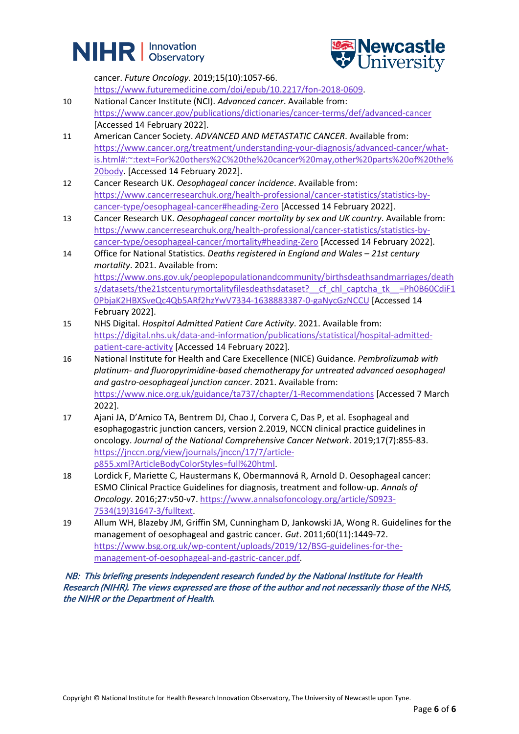cancer. *Future Oncology*. 2019;15(10):1057-66. https://www.futuremedicine.com/doi/epub/10.2217/fon-2018-0609.

10. National Cancer Institute (NCI). *Advanced cancer*. Available from: https://www.cancer.gov/publications/dictionaries/cancer-terms/def/advanced-cancer [Accessed 14 February 2022].
11. American Cancer Society. *ADVANCED AND METASTATIC CANCER*. Available from: https://www.cancer.org/treatment/understanding-your-diagnosis/advanced-cancer/what-is.html#:~:text=For%20others%2C%20the%20cancer%20may,other%20parts%20of%20the%20body. [Accessed 14 February 2022].
12. Cancer Research UK. *Oesophageal cancer incidence*. Available from: https://www.cancerresearchuk.org/health-professional/cancer-statistics/statistics-by-cancer-type/oesophageal-cancer#heading-Zero [Accessed 14 February 2022].
13. Cancer Research UK. *Oesophageal cancer mortality by sex and UK country*. Available from: https://www.cancerresearchuk.org/health-professional/cancer-statistics/statistics-by-cancer-type/oesophageal-cancer/mortality#heading-Zero [Accessed 14 February 2022].
14. Office for National Statistics. *Deaths registered in England and Wales – 21st century mortality*. 2021. Available from: https://www.ons.gov.uk/peoplepopulationandcommunity/birthsdeathsandmarriages/deaths/datasets/the21stcenturymortalityfilesdeathsdataset?__cf_chl_captcha_tk__=Ph0B60CdiF10PbjaK2HBXSveQc4Qb5ARf2hzYwV7334-1638883387-0-gaNycGzNCCU [Accessed 14 February 2022].
15. NHS Digital. *Hospital Admitted Patient Care Activity*. 2021. Available from: https://digital.nhs.uk/data-and-information/publications/statistical/hospital-admitted-patient-care-activity [Accessed 14 February 2022].
16. National Institute for Health and Care Execellence (NICE) Guidance. *Pembrolizumab with platinum- and fluoropyrimidine-based chemotherapy for untreated advanced oesophageal and gastro-oesophageal junction cancer*. 2021. Available from: https://www.nice.org.uk/guidance/ta737/chapter/1-Recommendations [Accessed 7 March 2022].
17. Ajani JA, D'Amico TA, Bentrem DJ, Chao J, Corvera C, Das P, et al. Esophageal and esophagogastric junction cancers, version 2.2019, NCCN clinical practice guidelines in oncology. *Journal of the National Comprehensive Cancer Network*. 2019;17(7):855-83. https://jnccn.org/view/journals/jnccn/17/7/article-p855.xml?ArticleBodyColorStyles=full%20html.
18. Lordick F, Mariette C, Haustermans K, Obermannová R, Arnold D. Oesophageal cancer: ESMO Clinical Practice Guidelines for diagnosis, treatment and follow-up. *Annals of Oncology*. 2016;27:v50-v7. https://www.annalsofoncology.org/article/S0923-7534(19)31647-3/fulltext.
19. Allum WH, Blazeby JM, Griffin SM, Cunningham D, Jankowski JA, Wong R. Guidelines for the management of oesophageal and gastric cancer. *Gut*. 2011;60(11):1449-72. https://www.bsg.org.uk/wp-content/uploads/2019/12/BSG-guidelines-for-the-management-of-oesophageal-and-gastric-cancer.pdf.

***NB: This briefing presents independent research funded by the National Institute for Health Research (NIHR). The views expressed are those of the author and not necessarily those of the NHS, the NIHR or the Department of Health.***

Copyright © National Institute for Health Research Innovation Observatory, The University of Newcastle upon Tyne.